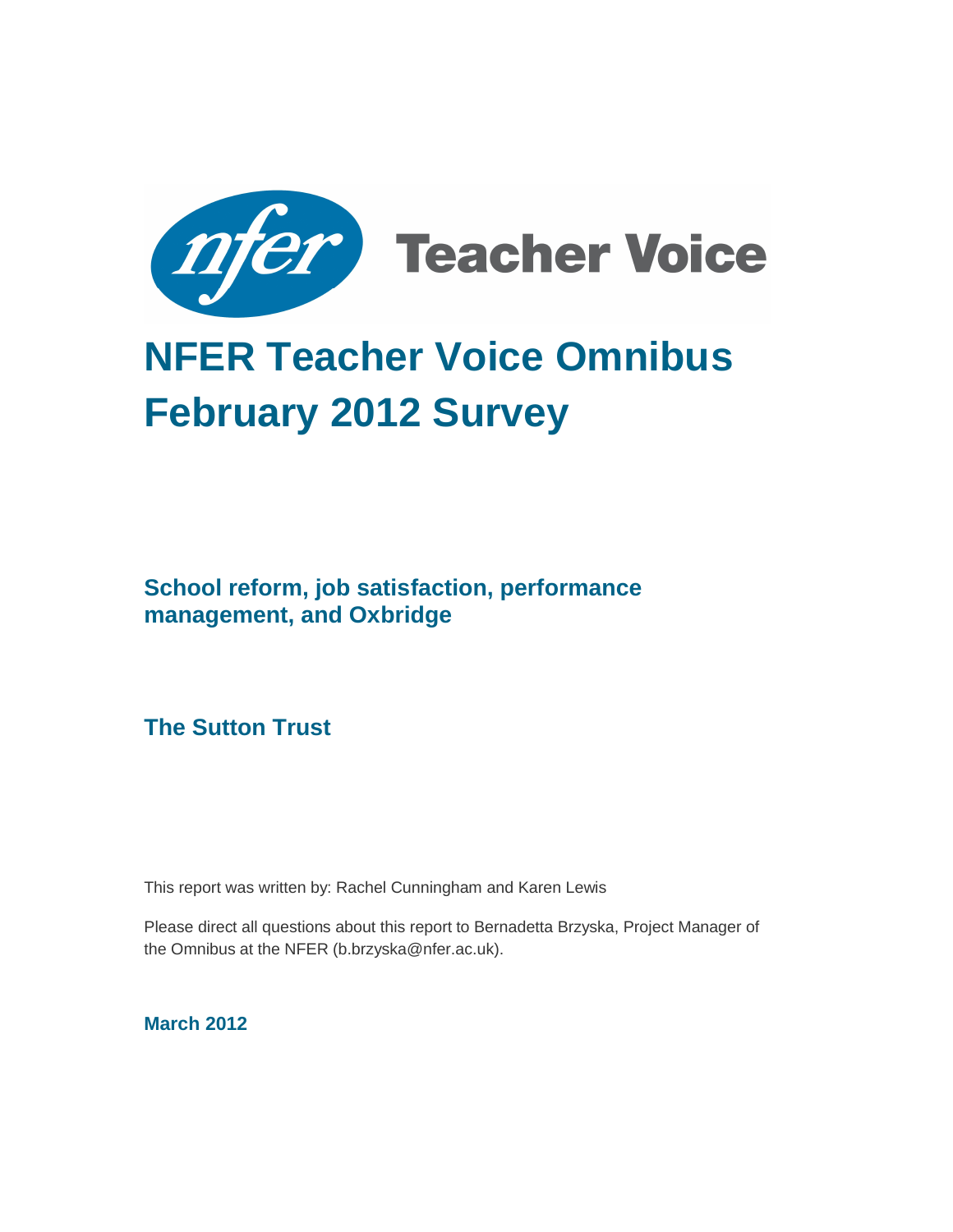nfer Teacher Voice

# NFER Teacher Voice Omnibus February 2012 Survey

## School reform, job satisfaction, performance management, and Oxbridge

## The Sutton Trust

This report was written by: Rachel Cunningham and Karen Lewis

Please direct all questions about this report to Bernadetta Brzyska, Project Manager of the Omnibus at the NFER (b.brzyska@nfer.ac.uk).

**March 2012**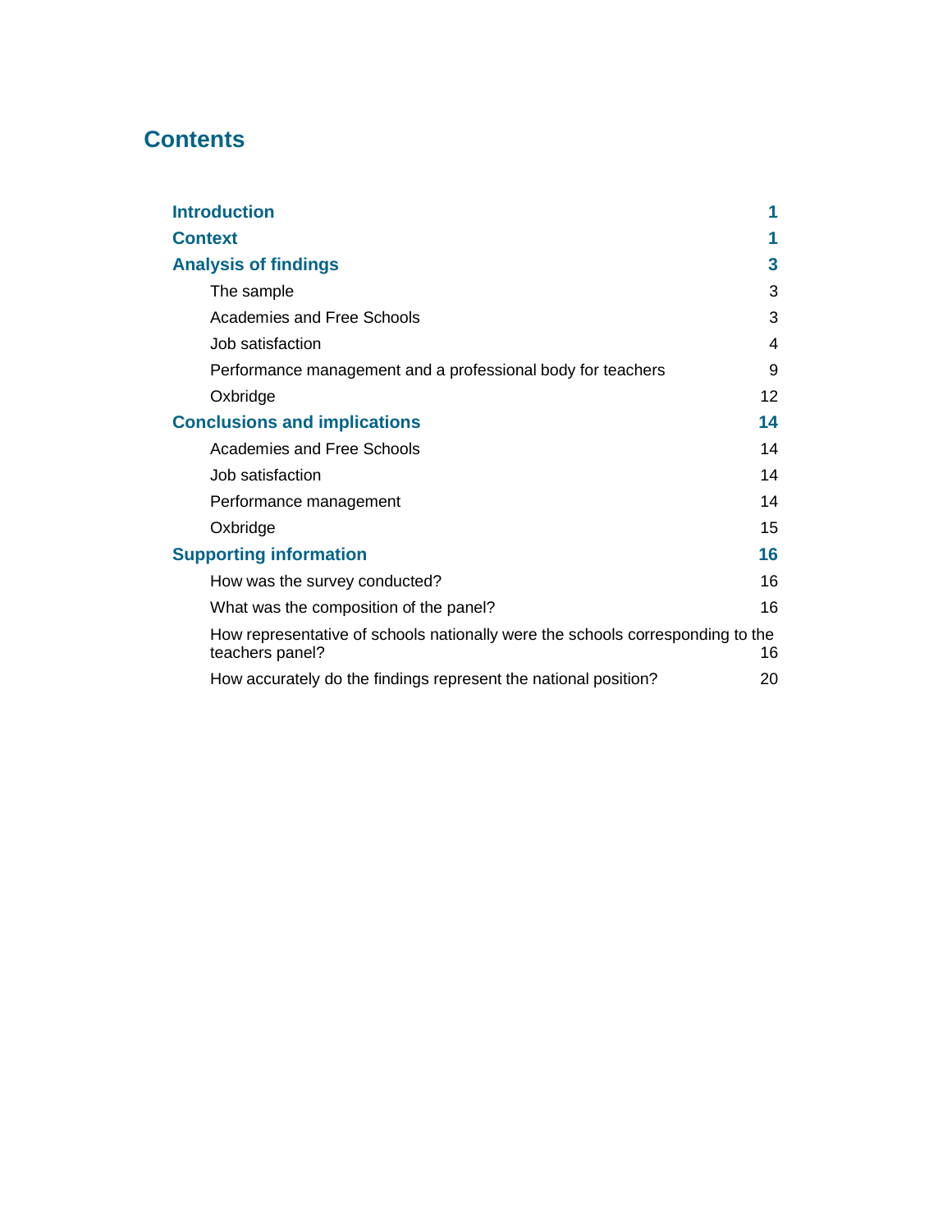# Contents

| | |
|---|---|
| **Introduction** | **1** |
| **Context** | **1** |
| **Analysis of findings** | **3** |
| The sample | 3 |
| Academies and Free Schools | 3 |
| Job satisfaction | 4 |
| Performance management and a professional body for teachers | 9 |
| Oxbridge | 12 |
| **Conclusions and implications** | **14** |
| Academies and Free Schools | 14 |
| Job satisfaction | 14 |
| Performance management | 14 |
| Oxbridge | 15 |
| **Supporting information** | **16** |
| How was the survey conducted? | 16 |
| What was the composition of the panel? | 16 |
| How representative of schools nationally were the schools corresponding to the teachers panel? | 16 |
| How accurately do the findings represent the national position? | 20 |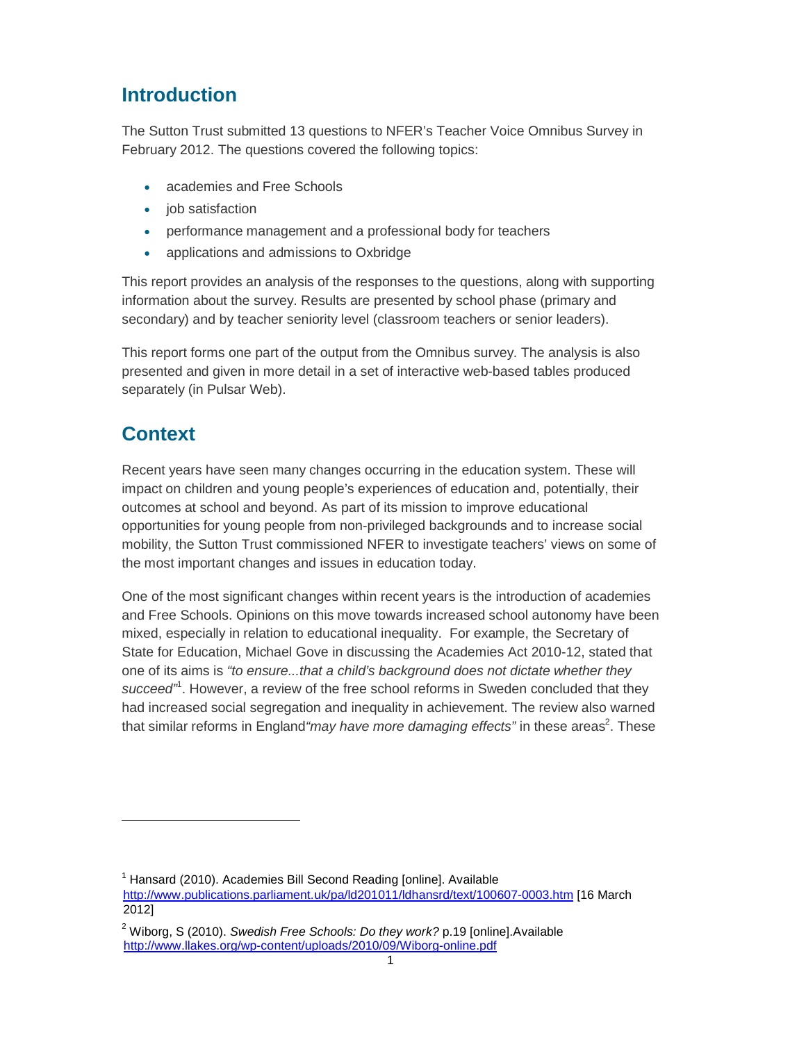## Introduction

The Sutton Trust submitted 13 questions to NFER's Teacher Voice Omnibus Survey in February 2012. The questions covered the following topics:

- academies and Free Schools
- job satisfaction
- performance management and a professional body for teachers
- applications and admissions to Oxbridge

This report provides an analysis of the responses to the questions, along with supporting information about the survey. Results are presented by school phase (primary and secondary) and by teacher seniority level (classroom teachers or senior leaders).

This report forms one part of the output from the Omnibus survey. The analysis is also presented and given in more detail in a set of interactive web-based tables produced separately (in Pulsar Web).

## Context

Recent years have seen many changes occurring in the education system. These will impact on children and young people's experiences of education and, potentially, their outcomes at school and beyond. As part of its mission to improve educational opportunities for young people from non-privileged backgrounds and to increase social mobility, the Sutton Trust commissioned NFER to investigate teachers' views on some of the most important changes and issues in education today.

One of the most significant changes within recent years is the introduction of academies and Free Schools. Opinions on this move towards increased school autonomy have been mixed, especially in relation to educational inequality. For example, the Secretary of State for Education, Michael Gove in discussing the Academies Act 2010-12, stated that one of its aims is *"to ensure...that a child's background does not dictate whether they succeed"*[1]. However, a review of the free school reforms in Sweden concluded that they had increased social segregation and inequality in achievement. The review also warned that similar reforms in England *"may have more damaging effects"* in these areas[2]. These

[1] Hansard (2010). Academies Bill Second Reading [online]. Available http://www.publications.parliament.uk/pa/ld201011/ldhansrd/text/100607-0003.htm [16 March 2012]

[2] Wiborg, S (2010). *Swedish Free Schools: Do they work?* p.19 [online].Available http://www.llakes.org/wp-content/uploads/2010/09/Wiborg-online.pdf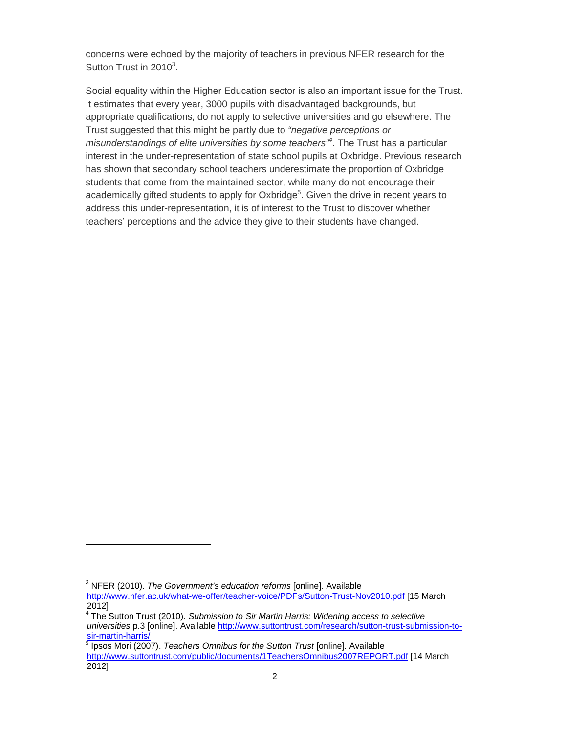concerns were echoed by the majority of teachers in previous NFER research for the Sutton Trust in 2010[3].

Social equality within the Higher Education sector is also an important issue for the Trust. It estimates that every year, 3000 pupils with disadvantaged backgrounds, but appropriate qualifications, do not apply to selective universities and go elsewhere. The Trust suggested that this might be partly due to *"negative perceptions or misunderstandings of elite universities by some teachers"*[4]. The Trust has a particular interest in the under-representation of state school pupils at Oxbridge. Previous research has shown that secondary school teachers underestimate the proportion of Oxbridge students that come from the maintained sector, while many do not encourage their academically gifted students to apply for Oxbridge[5]. Given the drive in recent years to address this under-representation, it is of interest to the Trust to discover whether teachers' perceptions and the advice they give to their students have changed.

---

[3] NFER (2010). *The Government's education reforms* [online]. Available http://www.nfer.ac.uk/what-we-offer/teacher-voice/PDFs/Sutton-Trust-Nov2010.pdf [15 March 2012]

[4] The Sutton Trust (2010). *Submission to Sir Martin Harris: Widening access to selective universities* p.3 [online]. Available http://www.suttontrust.com/research/sutton-trust-submission-to-sir-martin-harris/

[5] Ipsos Mori (2007). *Teachers Omnibus for the Sutton Trust* [online]. Available http://www.suttontrust.com/public/documents/1TeachersOmnibus2007REPORT.pdf [14 March 2012]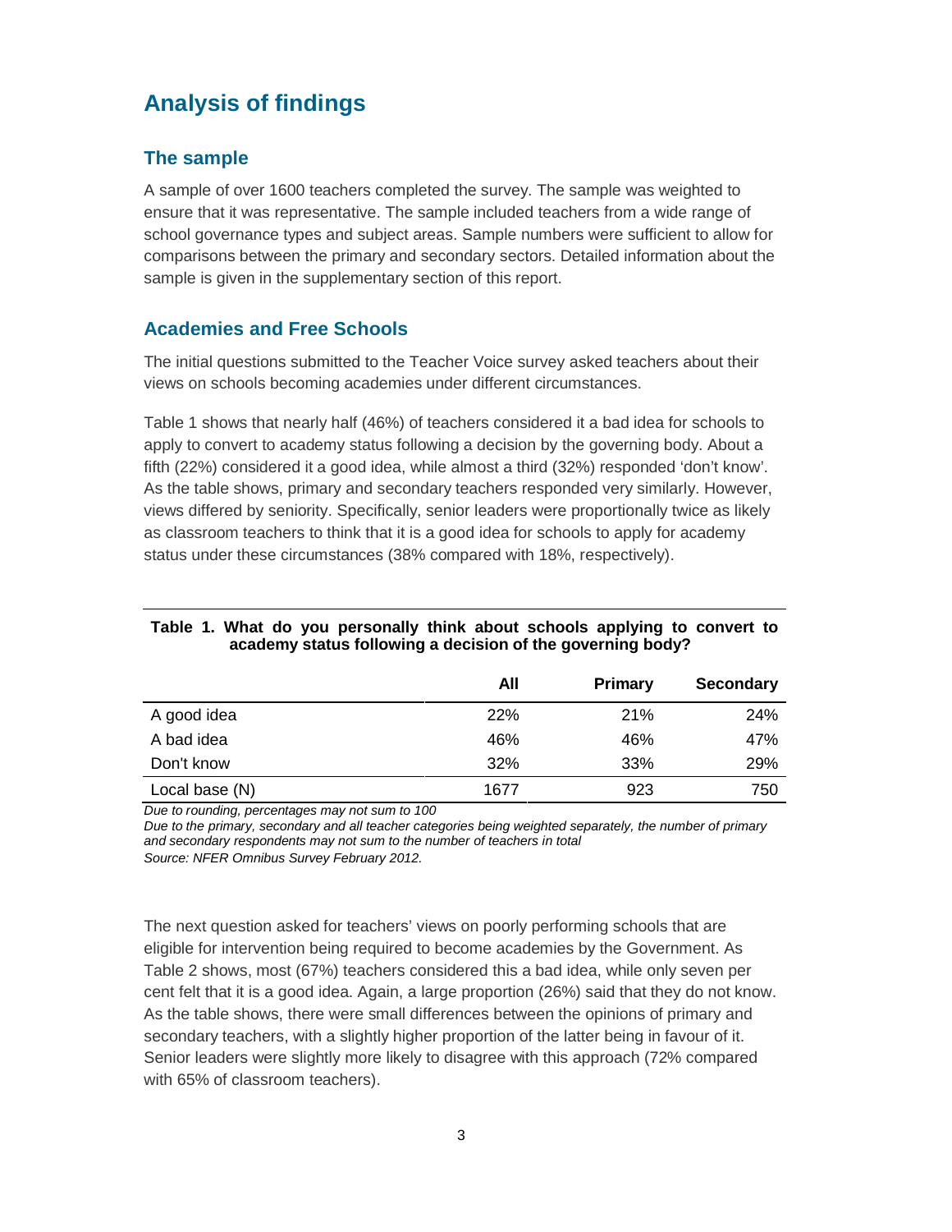# Analysis of findings

## The sample

A sample of over 1600 teachers completed the survey. The sample was weighted to ensure that it was representative. The sample included teachers from a wide range of school governance types and subject areas. Sample numbers were sufficient to allow for comparisons between the primary and secondary sectors. Detailed information about the sample is given in the supplementary section of this report.

## Academies and Free Schools

The initial questions submitted to the Teacher Voice survey asked teachers about their views on schools becoming academies under different circumstances.

Table 1 shows that nearly half (46%) of teachers considered it a bad idea for schools to apply to convert to academy status following a decision by the governing body. About a fifth (22%) considered it a good idea, while almost a third (32%) responded 'don't know'. As the table shows, primary and secondary teachers responded very similarly. However, views differed by seniority. Specifically, senior leaders were proportionally twice as likely as classroom teachers to think that it is a good idea for schools to apply for academy status under these circumstances (38% compared with 18%, respectively).

**Table 1. What do you personally think about schools applying to convert to academy status following a decision of the governing body?**

| | All | Primary | Secondary |
|---|---|---|---|
| A good idea | 22% | 21% | 24% |
| A bad idea | 46% | 46% | 47% |
| Don't know | 32% | 33% | 29% |
| Local base (N) | 1677 | 923 | 750 |

*Due to rounding, percentages may not sum to 100*
*Due to the primary, secondary and all teacher categories being weighted separately, the number of primary and secondary respondents may not sum to the number of teachers in total*
*Source: NFER Omnibus Survey February 2012.*

The next question asked for teachers' views on poorly performing schools that are eligible for intervention being required to become academies by the Government. As Table 2 shows, most (67%) teachers considered this a bad idea, while only seven per cent felt that it is a good idea. Again, a large proportion (26%) said that they do not know. As the table shows, there were small differences between the opinions of primary and secondary teachers, with a slightly higher proportion of the latter being in favour of it. Senior leaders were slightly more likely to disagree with this approach (72% compared with 65% of classroom teachers).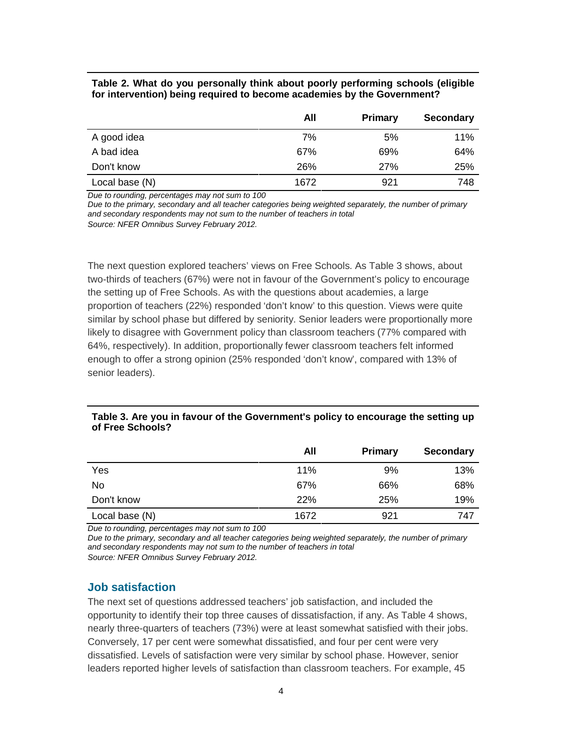**Table 2. What do you personally think about poorly performing schools (eligible for intervention) being required to become academies by the Government?**

| | All | Primary | Secondary |
|---|---|---|---|
| A good idea | 7% | 5% | 11% |
| A bad idea | 67% | 69% | 64% |
| Don't know | 26% | 27% | 25% |
| Local base (N) | 1672 | 921 | 748 |

*Due to rounding, percentages may not sum to 100*
*Due to the primary, secondary and all teacher categories being weighted separately, the number of primary and secondary respondents may not sum to the number of teachers in total*
*Source: NFER Omnibus Survey February 2012.*

The next question explored teachers' views on Free Schools. As Table 3 shows, about two-thirds of teachers (67%) were not in favour of the Government's policy to encourage the setting up of Free Schools. As with the questions about academies, a large proportion of teachers (22%) responded 'don't know' to this question. Views were quite similar by school phase but differed by seniority. Senior leaders were proportionally more likely to disagree with Government policy than classroom teachers (77% compared with 64%, respectively). In addition, proportionally fewer classroom teachers felt informed enough to offer a strong opinion (25% responded 'don't know', compared with 13% of senior leaders).

**Table 3. Are you in favour of the Government's policy to encourage the setting up of Free Schools?**

| | All | Primary | Secondary |
|---|---|---|---|
| Yes | 11% | 9% | 13% |
| No | 67% | 66% | 68% |
| Don't know | 22% | 25% | 19% |
| Local base (N) | 1672 | 921 | 747 |

*Due to rounding, percentages may not sum to 100*
*Due to the primary, secondary and all teacher categories being weighted separately, the number of primary and secondary respondents may not sum to the number of teachers in total*
*Source: NFER Omnibus Survey February 2012.*

## Job satisfaction

The next set of questions addressed teachers' job satisfaction, and included the opportunity to identify their top three causes of dissatisfaction, if any. As Table 4 shows, nearly three-quarters of teachers (73%) were at least somewhat satisfied with their jobs. Conversely, 17 per cent were somewhat dissatisfied, and four per cent were very dissatisfied. Levels of satisfaction were very similar by school phase. However, senior leaders reported higher levels of satisfaction than classroom teachers. For example, 45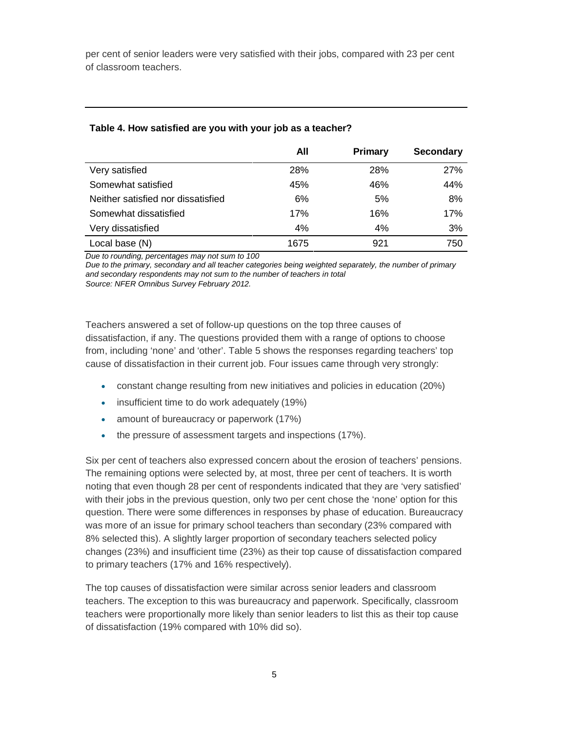per cent of senior leaders were very satisfied with their jobs, compared with 23 per cent of classroom teachers.

**Table 4. How satisfied are you with your job as a teacher?**

| | All | Primary | Secondary |
|---|---|---|---|
| Very satisfied | 28% | 28% | 27% |
| Somewhat satisfied | 45% | 46% | 44% |
| Neither satisfied nor dissatisfied | 6% | 5% | 8% |
| Somewhat dissatisfied | 17% | 16% | 17% |
| Very dissatisfied | 4% | 4% | 3% |
| Local base (N) | 1675 | 921 | 750 |

*Due to rounding, percentages may not sum to 100*
*Due to the primary, secondary and all teacher categories being weighted separately, the number of primary and secondary respondents may not sum to the number of teachers in total*
*Source: NFER Omnibus Survey February 2012.*

Teachers answered a set of follow-up questions on the top three causes of dissatisfaction, if any. The questions provided them with a range of options to choose from, including 'none' and 'other'. Table 5 shows the responses regarding teachers' top cause of dissatisfaction in their current job. Four issues came through very strongly:

- constant change resulting from new initiatives and policies in education (20%)
- insufficient time to do work adequately (19%)
- amount of bureaucracy or paperwork (17%)
- the pressure of assessment targets and inspections (17%).

Six per cent of teachers also expressed concern about the erosion of teachers' pensions. The remaining options were selected by, at most, three per cent of teachers. It is worth noting that even though 28 per cent of respondents indicated that they are 'very satisfied' with their jobs in the previous question, only two per cent chose the 'none' option for this question. There were some differences in responses by phase of education. Bureaucracy was more of an issue for primary school teachers than secondary (23% compared with 8% selected this). A slightly larger proportion of secondary teachers selected policy changes (23%) and insufficient time (23%) as their top cause of dissatisfaction compared to primary teachers (17% and 16% respectively).

The top causes of dissatisfaction were similar across senior leaders and classroom teachers. The exception to this was bureaucracy and paperwork. Specifically, classroom teachers were proportionally more likely than senior leaders to list this as their top cause of dissatisfaction (19% compared with 10% did so).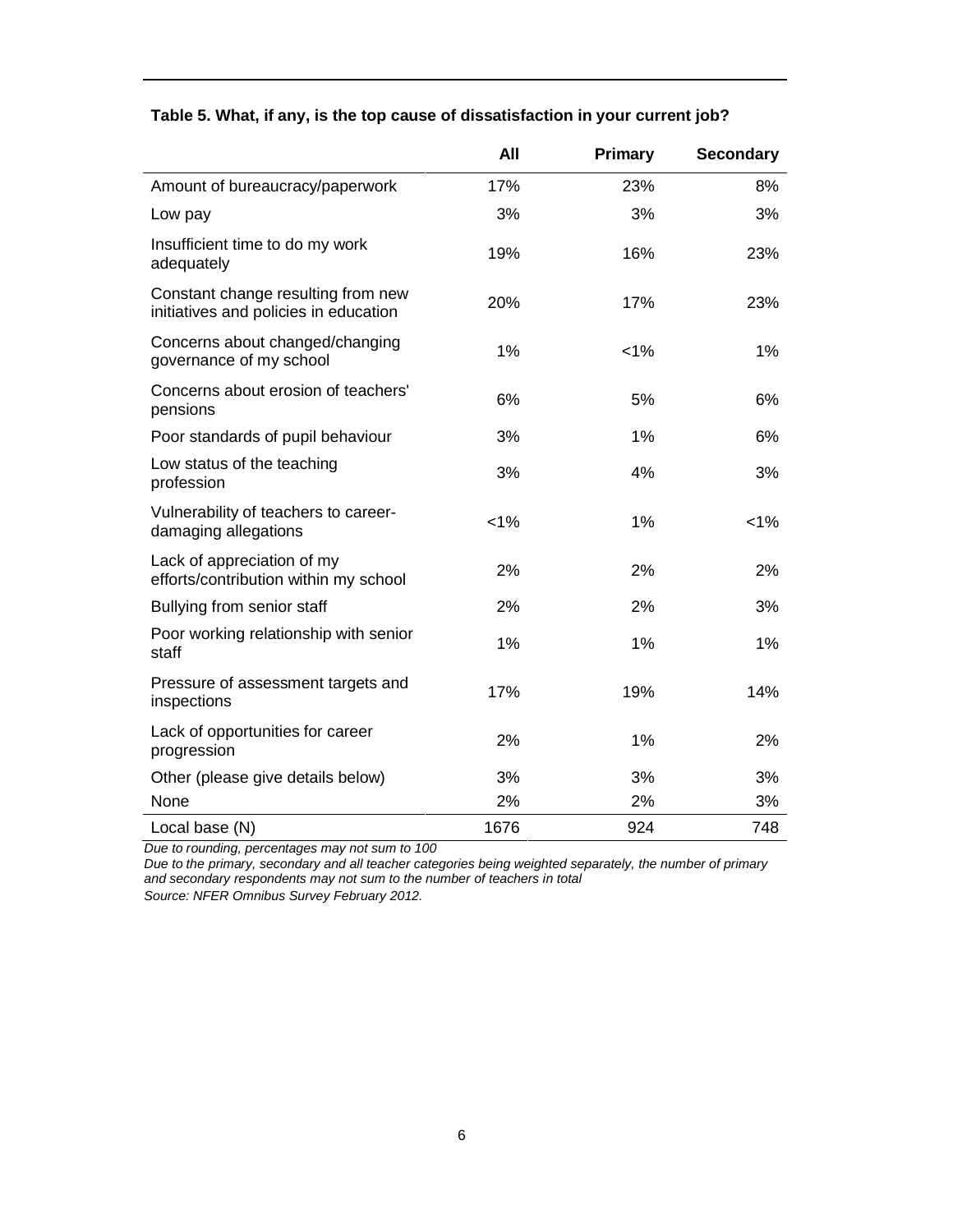**Table 5. What, if any, is the top cause of dissatisfaction in your current job?**

| | All | Primary | Secondary |
|---|---|---|---|
| Amount of bureaucracy/paperwork | 17% | 23% | 8% |
| Low pay | 3% | 3% | 3% |
| Insufficient time to do my work adequately | 19% | 16% | 23% |
| Constant change resulting from new initiatives and policies in education | 20% | 17% | 23% |
| Concerns about changed/changing governance of my school | 1% | <1% | 1% |
| Concerns about erosion of teachers' pensions | 6% | 5% | 6% |
| Poor standards of pupil behaviour | 3% | 1% | 6% |
| Low status of the teaching profession | 3% | 4% | 3% |
| Vulnerability of teachers to career-damaging allegations | <1% | 1% | <1% |
| Lack of appreciation of my efforts/contribution within my school | 2% | 2% | 2% |
| Bullying from senior staff | 2% | 2% | 3% |
| Poor working relationship with senior staff | 1% | 1% | 1% |
| Pressure of assessment targets and inspections | 17% | 19% | 14% |
| Lack of opportunities for career progression | 2% | 1% | 2% |
| Other (please give details below) | 3% | 3% | 3% |
| None | 2% | 2% | 3% |
| Local base (N) | 1676 | 924 | 748 |

*Due to rounding, percentages may not sum to 100*

*Due to the primary, secondary and all teacher categories being weighted separately, the number of primary and secondary respondents may not sum to the number of teachers in total*

*Source: NFER Omnibus Survey February 2012.*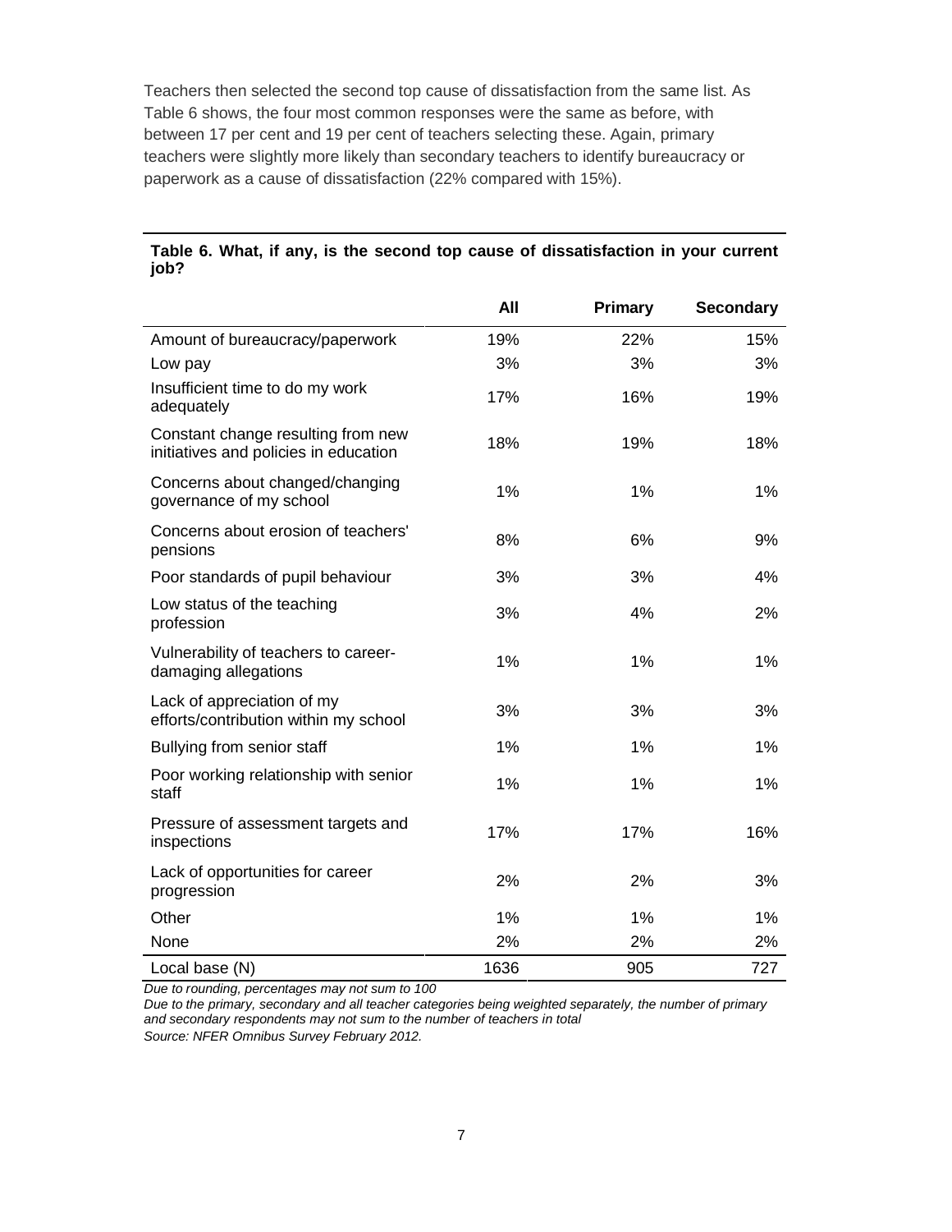Teachers then selected the second top cause of dissatisfaction from the same list. As Table 6 shows, the four most common responses were the same as before, with between 17 per cent and 19 per cent of teachers selecting these. Again, primary teachers were slightly more likely than secondary teachers to identify bureaucracy or paperwork as a cause of dissatisfaction (22% compared with 15%).

**Table 6. What, if any, is the second top cause of dissatisfaction in your current job?**

| | All | Primary | Secondary |
|---|---|---|---|
| Amount of bureaucracy/paperwork | 19% | 22% | 15% |
| Low pay | 3% | 3% | 3% |
| Insufficient time to do my work adequately | 17% | 16% | 19% |
| Constant change resulting from new initiatives and policies in education | 18% | 19% | 18% |
| Concerns about changed/changing governance of my school | 1% | 1% | 1% |
| Concerns about erosion of teachers' pensions | 8% | 6% | 9% |
| Poor standards of pupil behaviour | 3% | 3% | 4% |
| Low status of the teaching profession | 3% | 4% | 2% |
| Vulnerability of teachers to career-damaging allegations | 1% | 1% | 1% |
| Lack of appreciation of my efforts/contribution within my school | 3% | 3% | 3% |
| Bullying from senior staff | 1% | 1% | 1% |
| Poor working relationship with senior staff | 1% | 1% | 1% |
| Pressure of assessment targets and inspections | 17% | 17% | 16% |
| Lack of opportunities for career progression | 2% | 2% | 3% |
| Other | 1% | 1% | 1% |
| None | 2% | 2% | 2% |
| Local base (N) | 1636 | 905 | 727 |

*Due to rounding, percentages may not sum to 100*

*Due to the primary, secondary and all teacher categories being weighted separately, the number of primary and secondary respondents may not sum to the number of teachers in total*

*Source: NFER Omnibus Survey February 2012.*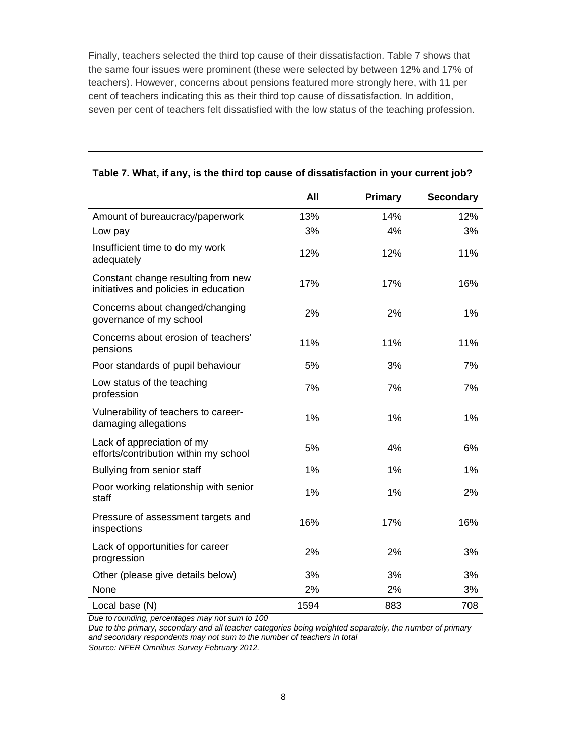Finally, teachers selected the third top cause of their dissatisfaction. Table 7 shows that the same four issues were prominent (these were selected by between 12% and 17% of teachers). However, concerns about pensions featured more strongly here, with 11 per cent of teachers indicating this as their third top cause of dissatisfaction. In addition, seven per cent of teachers felt dissatisfied with the low status of the teaching profession.

**Table 7. What, if any, is the third top cause of dissatisfaction in your current job?**

| | All | Primary | Secondary |
|---|---|---|---|
| Amount of bureaucracy/paperwork | 13% | 14% | 12% |
| Low pay | 3% | 4% | 3% |
| Insufficient time to do my work adequately | 12% | 12% | 11% |
| Constant change resulting from new initiatives and policies in education | 17% | 17% | 16% |
| Concerns about changed/changing governance of my school | 2% | 2% | 1% |
| Concerns about erosion of teachers' pensions | 11% | 11% | 11% |
| Poor standards of pupil behaviour | 5% | 3% | 7% |
| Low status of the teaching profession | 7% | 7% | 7% |
| Vulnerability of teachers to career-damaging allegations | 1% | 1% | 1% |
| Lack of appreciation of my efforts/contribution within my school | 5% | 4% | 6% |
| Bullying from senior staff | 1% | 1% | 1% |
| Poor working relationship with senior staff | 1% | 1% | 2% |
| Pressure of assessment targets and inspections | 16% | 17% | 16% |
| Lack of opportunities for career progression | 2% | 2% | 3% |
| Other (please give details below) | 3% | 3% | 3% |
| None | 2% | 2% | 3% |
| Local base (N) | 1594 | 883 | 708 |

*Due to rounding, percentages may not sum to 100*

*Due to the primary, secondary and all teacher categories being weighted separately, the number of primary and secondary respondents may not sum to the number of teachers in total*

*Source: NFER Omnibus Survey February 2012.*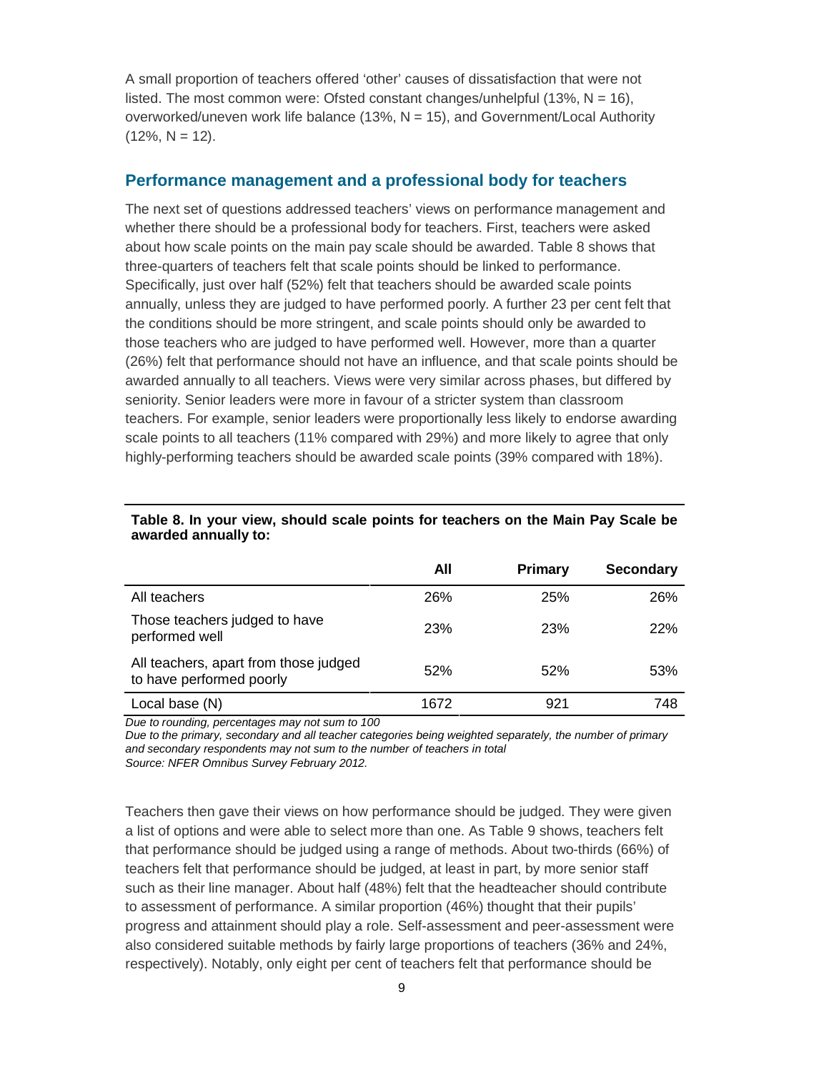A small proportion of teachers offered 'other' causes of dissatisfaction that were not listed. The most common were: Ofsted constant changes/unhelpful (13%, N = 16), overworked/uneven work life balance (13%, N = 15), and Government/Local Authority (12%, N = 12).

## Performance management and a professional body for teachers

The next set of questions addressed teachers' views on performance management and whether there should be a professional body for teachers. First, teachers were asked about how scale points on the main pay scale should be awarded. Table 8 shows that three-quarters of teachers felt that scale points should be linked to performance. Specifically, just over half (52%) felt that teachers should be awarded scale points annually, unless they are judged to have performed poorly. A further 23 per cent felt that the conditions should be more stringent, and scale points should only be awarded to those teachers who are judged to have performed well. However, more than a quarter (26%) felt that performance should not have an influence, and that scale points should be awarded annually to all teachers. Views were very similar across phases, but differed by seniority. Senior leaders were more in favour of a stricter system than classroom teachers. For example, senior leaders were proportionally less likely to endorse awarding scale points to all teachers (11% compared with 29%) and more likely to agree that only highly-performing teachers should be awarded scale points (39% compared with 18%).

**Table 8. In your view, should scale points for teachers on the Main Pay Scale be awarded annually to:**

| | All | Primary | Secondary |
|---|---|---|---|
| All teachers | 26% | 25% | 26% |
| Those teachers judged to have performed well | 23% | 23% | 22% |
| All teachers, apart from those judged to have performed poorly | 52% | 52% | 53% |
| Local base (N) | 1672 | 921 | 748 |

*Due to rounding, percentages may not sum to 100*
*Due to the primary, secondary and all teacher categories being weighted separately, the number of primary and secondary respondents may not sum to the number of teachers in total*
*Source: NFER Omnibus Survey February 2012.*

Teachers then gave their views on how performance should be judged. They were given a list of options and were able to select more than one. As Table 9 shows, teachers felt that performance should be judged using a range of methods. About two-thirds (66%) of teachers felt that performance should be judged, at least in part, by more senior staff such as their line manager. About half (48%) felt that the headteacher should contribute to assessment of performance. A similar proportion (46%) thought that their pupils' progress and attainment should play a role. Self-assessment and peer-assessment were also considered suitable methods by fairly large proportions of teachers (36% and 24%, respectively). Notably, only eight per cent of teachers felt that performance should be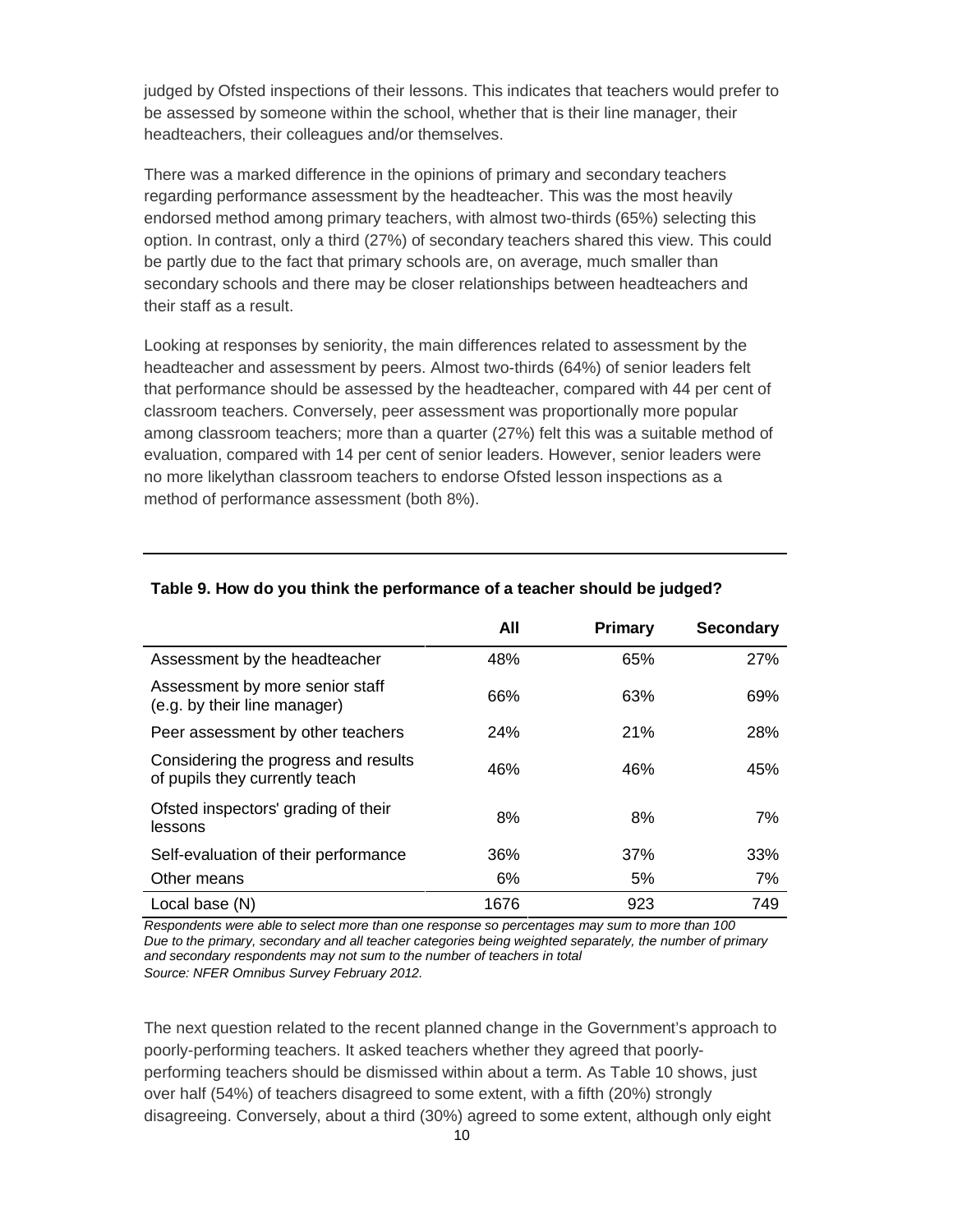judged by Ofsted inspections of their lessons. This indicates that teachers would prefer to be assessed by someone within the school, whether that is their line manager, their headteachers, their colleagues and/or themselves.

There was a marked difference in the opinions of primary and secondary teachers regarding performance assessment by the headteacher. This was the most heavily endorsed method among primary teachers, with almost two-thirds (65%) selecting this option. In contrast, only a third (27%) of secondary teachers shared this view. This could be partly due to the fact that primary schools are, on average, much smaller than secondary schools and there may be closer relationships between headteachers and their staff as a result.

Looking at responses by seniority, the main differences related to assessment by the headteacher and assessment by peers. Almost two-thirds (64%) of senior leaders felt that performance should be assessed by the headteacher, compared with 44 per cent of classroom teachers. Conversely, peer assessment was proportionally more popular among classroom teachers; more than a quarter (27%) felt this was a suitable method of evaluation, compared with 14 per cent of senior leaders. However, senior leaders were no more likelythan classroom teachers to endorse Ofsted lesson inspections as a method of performance assessment (both 8%).

**Table 9. How do you think the performance of a teacher should be judged?**

| | All | Primary | Secondary |
|---|---|---|---|
| Assessment by the headteacher | 48% | 65% | 27% |
| Assessment by more senior staff (e.g. by their line manager) | 66% | 63% | 69% |
| Peer assessment by other teachers | 24% | 21% | 28% |
| Considering the progress and results of pupils they currently teach | 46% | 46% | 45% |
| Ofsted inspectors' grading of their lessons | 8% | 8% | 7% |
| Self-evaluation of their performance | 36% | 37% | 33% |
| Other means | 6% | 5% | 7% |
| Local base (N) | 1676 | 923 | 749 |

*Respondents were able to select more than one response so percentages may sum to more than 100*
*Due to the primary, secondary and all teacher categories being weighted separately, the number of primary and secondary respondents may not sum to the number of teachers in total*
*Source: NFER Omnibus Survey February 2012.*

The next question related to the recent planned change in the Government's approach to poorly-performing teachers. It asked teachers whether they agreed that poorly-performing teachers should be dismissed within about a term. As Table 10 shows, just over half (54%) of teachers disagreed to some extent, with a fifth (20%) strongly disagreeing. Conversely, about a third (30%) agreed to some extent, although only eight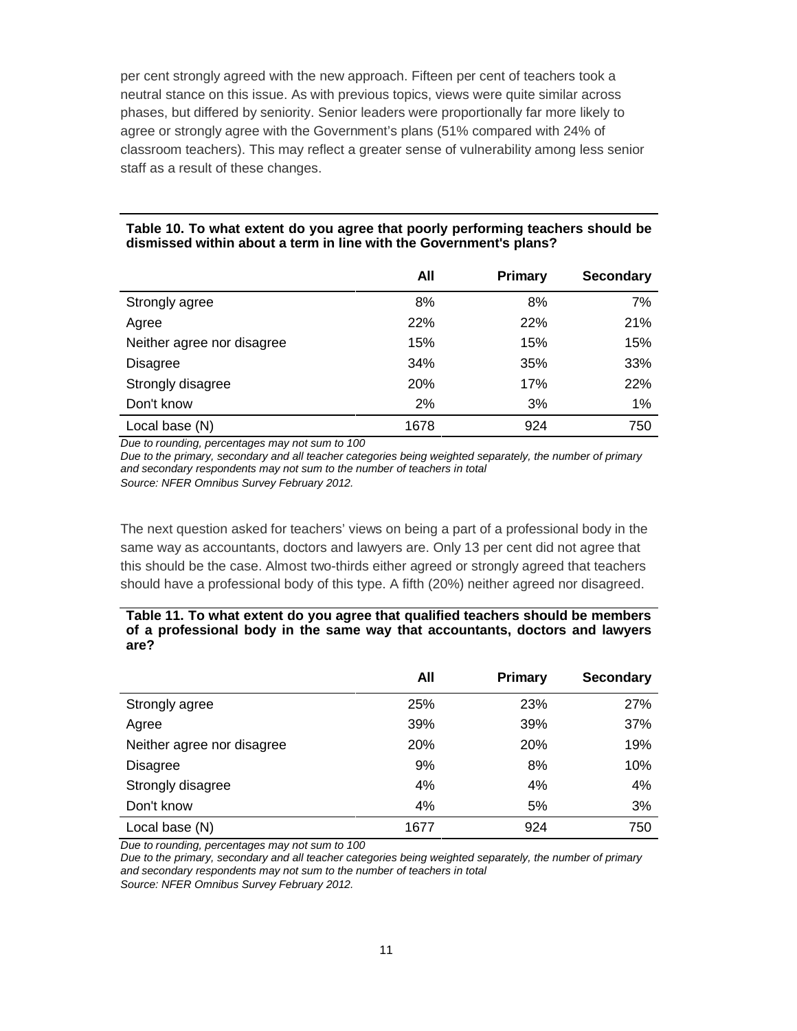per cent strongly agreed with the new approach. Fifteen per cent of teachers took a neutral stance on this issue. As with previous topics, views were quite similar across phases, but differed by seniority. Senior leaders were proportionally far more likely to agree or strongly agree with the Government's plans (51% compared with 24% of classroom teachers). This may reflect a greater sense of vulnerability among less senior staff as a result of these changes.

**Table 10. To what extent do you agree that poorly performing teachers should be dismissed within about a term in line with the Government's plans?**

| | All | Primary | Secondary |
|---|---|---|---|
| Strongly agree | 8% | 8% | 7% |
| Agree | 22% | 22% | 21% |
| Neither agree nor disagree | 15% | 15% | 15% |
| Disagree | 34% | 35% | 33% |
| Strongly disagree | 20% | 17% | 22% |
| Don't know | 2% | 3% | 1% |
| Local base (N) | 1678 | 924 | 750 |

*Due to rounding, percentages may not sum to 100*
*Due to the primary, secondary and all teacher categories being weighted separately, the number of primary and secondary respondents may not sum to the number of teachers in total*
*Source: NFER Omnibus Survey February 2012.*

The next question asked for teachers' views on being a part of a professional body in the same way as accountants, doctors and lawyers are. Only 13 per cent did not agree that this should be the case. Almost two-thirds either agreed or strongly agreed that teachers should have a professional body of this type. A fifth (20%) neither agreed nor disagreed.

**Table 11. To what extent do you agree that qualified teachers should be members of a professional body in the same way that accountants, doctors and lawyers are?**

| | All | Primary | Secondary |
|---|---|---|---|
| Strongly agree | 25% | 23% | 27% |
| Agree | 39% | 39% | 37% |
| Neither agree nor disagree | 20% | 20% | 19% |
| Disagree | 9% | 8% | 10% |
| Strongly disagree | 4% | 4% | 4% |
| Don't know | 4% | 5% | 3% |
| Local base (N) | 1677 | 924 | 750 |

*Due to rounding, percentages may not sum to 100*
*Due to the primary, secondary and all teacher categories being weighted separately, the number of primary and secondary respondents may not sum to the number of teachers in total*
*Source: NFER Omnibus Survey February 2012.*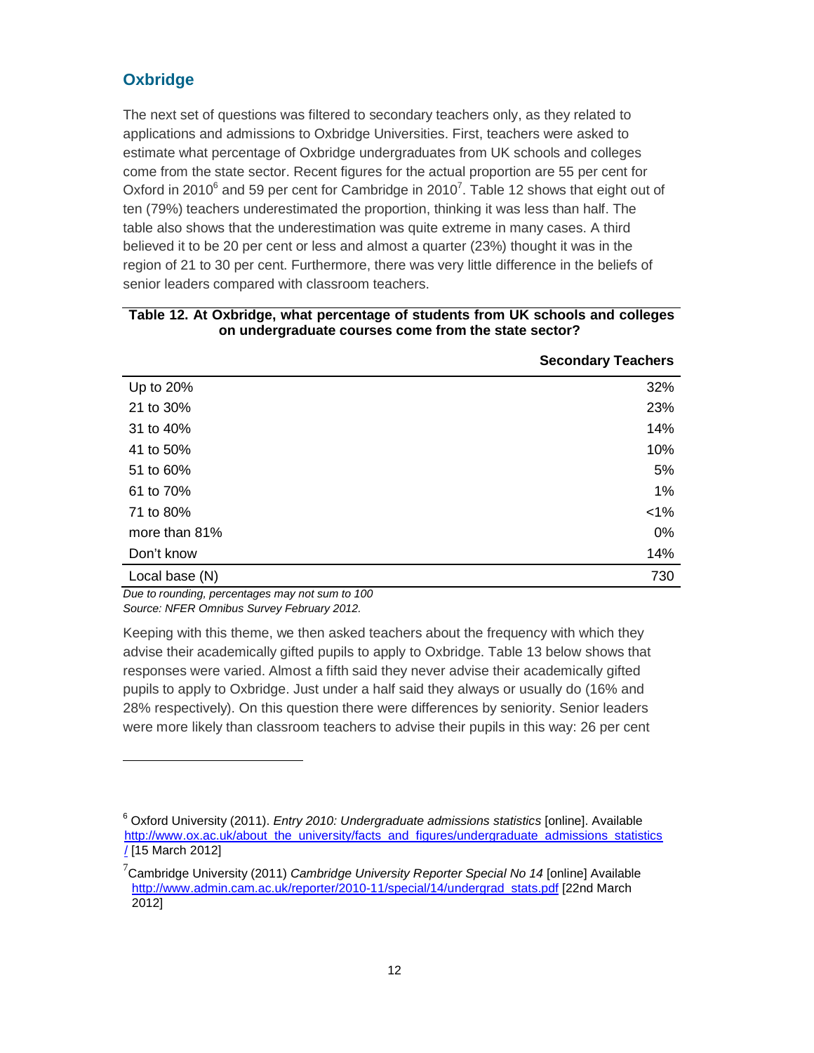## Oxbridge

The next set of questions was filtered to secondary teachers only, as they related to applications and admissions to Oxbridge Universities. First, teachers were asked to estimate what percentage of Oxbridge undergraduates from UK schools and colleges come from the state sector. Recent figures for the actual proportion are 55 per cent for Oxford in 2010[6] and 59 per cent for Cambridge in 2010[7]. Table 12 shows that eight out of ten (79%) teachers underestimated the proportion, thinking it was less than half. The table also shows that the underestimation was quite extreme in many cases. A third believed it to be 20 per cent or less and almost a quarter (23%) thought it was in the region of 21 to 30 per cent. Furthermore, there was very little difference in the beliefs of senior leaders compared with classroom teachers.

**Table 12. At Oxbridge, what percentage of students from UK schools and colleges on undergraduate courses come from the state sector?**

| | Secondary Teachers |
|---|---|
| Up to 20% | 32% |
| 21 to 30% | 23% |
| 31 to 40% | 14% |
| 41 to 50% | 10% |
| 51 to 60% | 5% |
| 61 to 70% | 1% |
| 71 to 80% | <1% |
| more than 81% | 0% |
| Don't know | 14% |
| Local base (N) | 730 |

*Due to rounding, percentages may not sum to 100*
*Source: NFER Omnibus Survey February 2012.*

Keeping with this theme, we then asked teachers about the frequency with which they advise their academically gifted pupils to apply to Oxbridge. Table 13 below shows that responses were varied. Almost a fifth said they never advise their academically gifted pupils to apply to Oxbridge. Just under a half said they always or usually do (16% and 28% respectively). On this question there were differences by seniority. Senior leaders were more likely than classroom teachers to advise their pupils in this way: 26 per cent

---

[6] Oxford University (2011). *Entry 2010: Undergraduate admissions statistics* [online]. Available http://www.ox.ac.uk/about_the_university/facts_and_figures/undergraduate_admissions_statistics/ [15 March 2012]

[7] Cambridge University (2011) *Cambridge University Reporter Special No 14* [online] Available http://www.admin.cam.ac.uk/reporter/2010-11/special/14/undergrad_stats.pdf [22nd March 2012]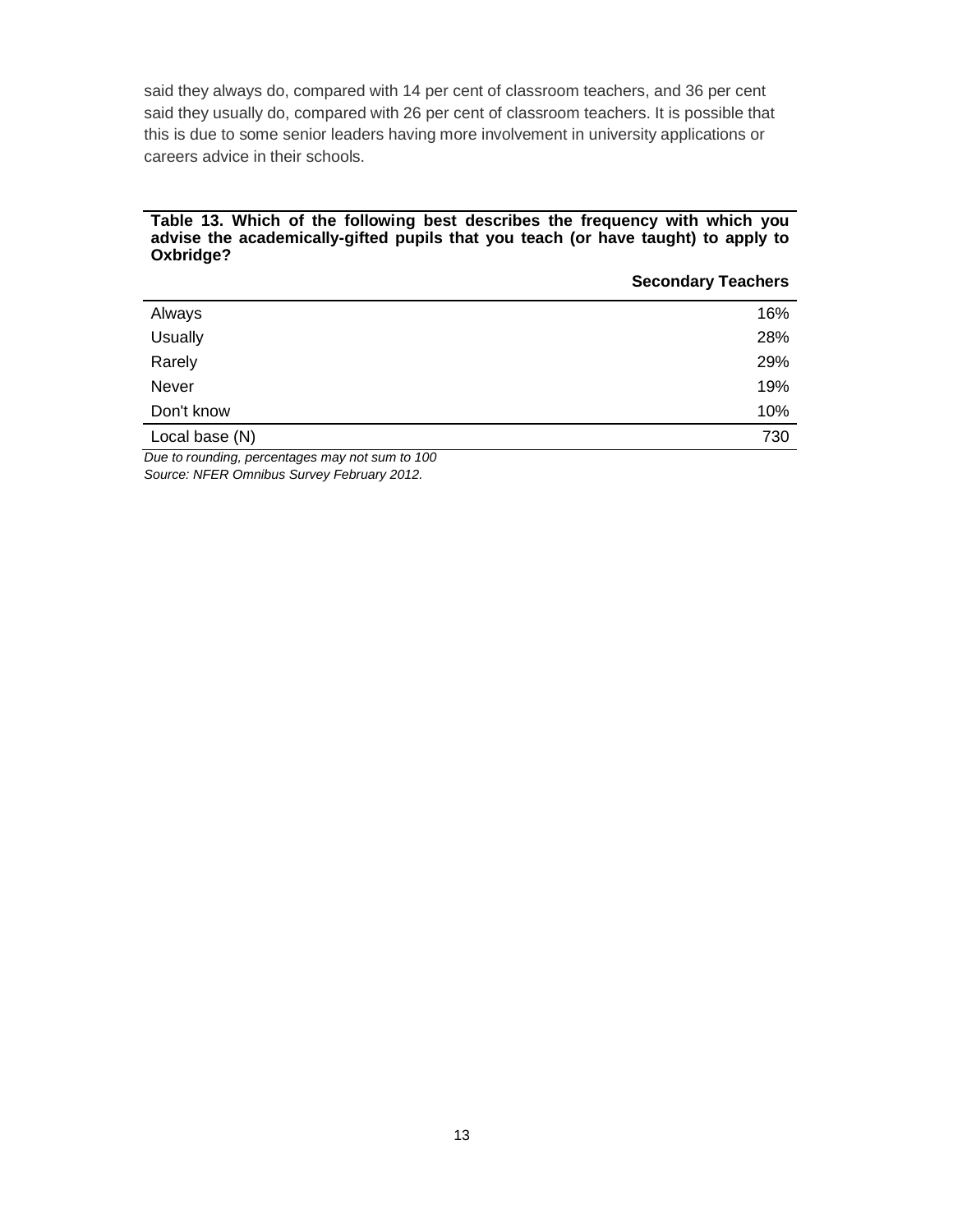said they always do, compared with 14 per cent of classroom teachers, and 36 per cent said they usually do, compared with 26 per cent of classroom teachers. It is possible that this is due to some senior leaders having more involvement in university applications or careers advice in their schools.

**Table 13. Which of the following best describes the frequency with which you advise the academically-gifted pupils that you teach (or have taught) to apply to Oxbridge?**

| | Secondary Teachers |
|---|---|
| Always | 16% |
| Usually | 28% |
| Rarely | 29% |
| Never | 19% |
| Don't know | 10% |
| Local base (N) | 730 |

*Due to rounding, percentages may not sum to 100*

*Source: NFER Omnibus Survey February 2012.*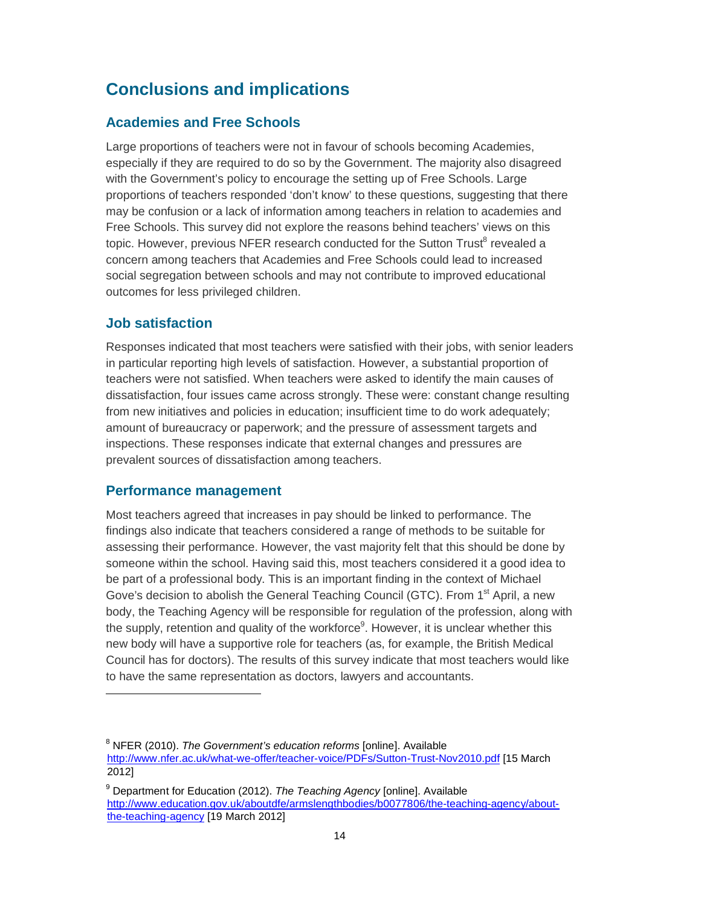## Conclusions and implications

### Academies and Free Schools

Large proportions of teachers were not in favour of schools becoming Academies, especially if they are required to do so by the Government. The majority also disagreed with the Government's policy to encourage the setting up of Free Schools. Large proportions of teachers responded 'don't know' to these questions, suggesting that there may be confusion or a lack of information among teachers in relation to academies and Free Schools. This survey did not explore the reasons behind teachers' views on this topic. However, previous NFER research conducted for the Sutton Trust[8] revealed a concern among teachers that Academies and Free Schools could lead to increased social segregation between schools and may not contribute to improved educational outcomes for less privileged children.

### Job satisfaction

Responses indicated that most teachers were satisfied with their jobs, with senior leaders in particular reporting high levels of satisfaction. However, a substantial proportion of teachers were not satisfied. When teachers were asked to identify the main causes of dissatisfaction, four issues came across strongly. These were: constant change resulting from new initiatives and policies in education; insufficient time to do work adequately; amount of bureaucracy or paperwork; and the pressure of assessment targets and inspections. These responses indicate that external changes and pressures are prevalent sources of dissatisfaction among teachers.

### Performance management

Most teachers agreed that increases in pay should be linked to performance. The findings also indicate that teachers considered a range of methods to be suitable for assessing their performance. However, the vast majority felt that this should be done by someone within the school. Having said this, most teachers considered it a good idea to be part of a professional body. This is an important finding in the context of Michael Gove's decision to abolish the General Teaching Council (GTC). From 1st April, a new body, the Teaching Agency will be responsible for regulation of the profession, along with the supply, retention and quality of the workforce[9]. However, it is unclear whether this new body will have a supportive role for teachers (as, for example, the British Medical Council has for doctors). The results of this survey indicate that most teachers would like to have the same representation as doctors, lawyers and accountants.

---

[8] NFER (2010). *The Government's education reforms* [online]. Available http://www.nfer.ac.uk/what-we-offer/teacher-voice/PDFs/Sutton-Trust-Nov2010.pdf [15 March 2012]

[9] Department for Education (2012). *The Teaching Agency* [online]. Available http://www.education.gov.uk/aboutdfe/armslengthbodies/b0077806/the-teaching-agency/about-the-teaching-agency [19 March 2012]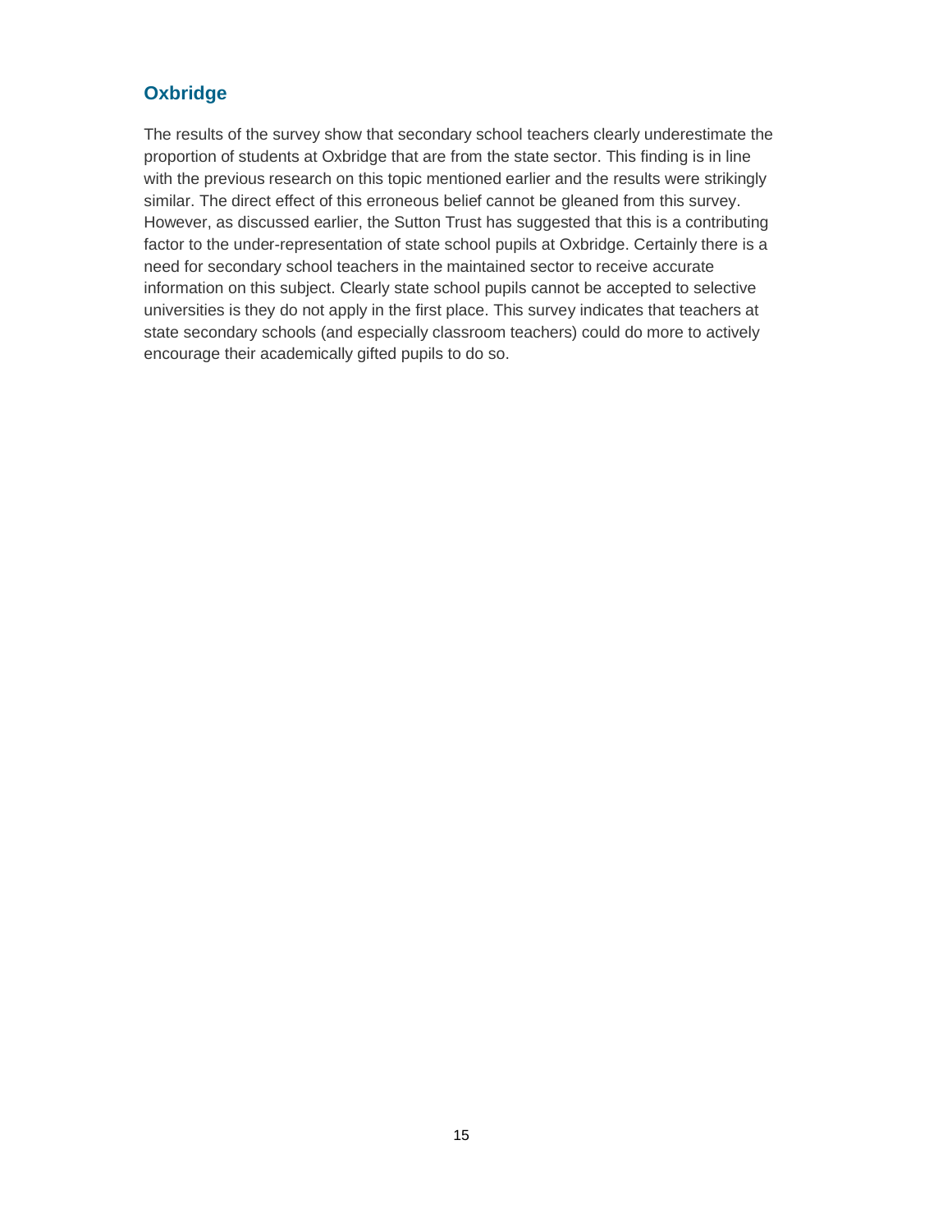## Oxbridge

The results of the survey show that secondary school teachers clearly underestimate the proportion of students at Oxbridge that are from the state sector. This finding is in line with the previous research on this topic mentioned earlier and the results were strikingly similar. The direct effect of this erroneous belief cannot be gleaned from this survey. However, as discussed earlier, the Sutton Trust has suggested that this is a contributing factor to the under-representation of state school pupils at Oxbridge. Certainly there is a need for secondary school teachers in the maintained sector to receive accurate information on this subject. Clearly state school pupils cannot be accepted to selective universities is they do not apply in the first place. This survey indicates that teachers at state secondary schools (and especially classroom teachers) could do more to actively encourage their academically gifted pupils to do so.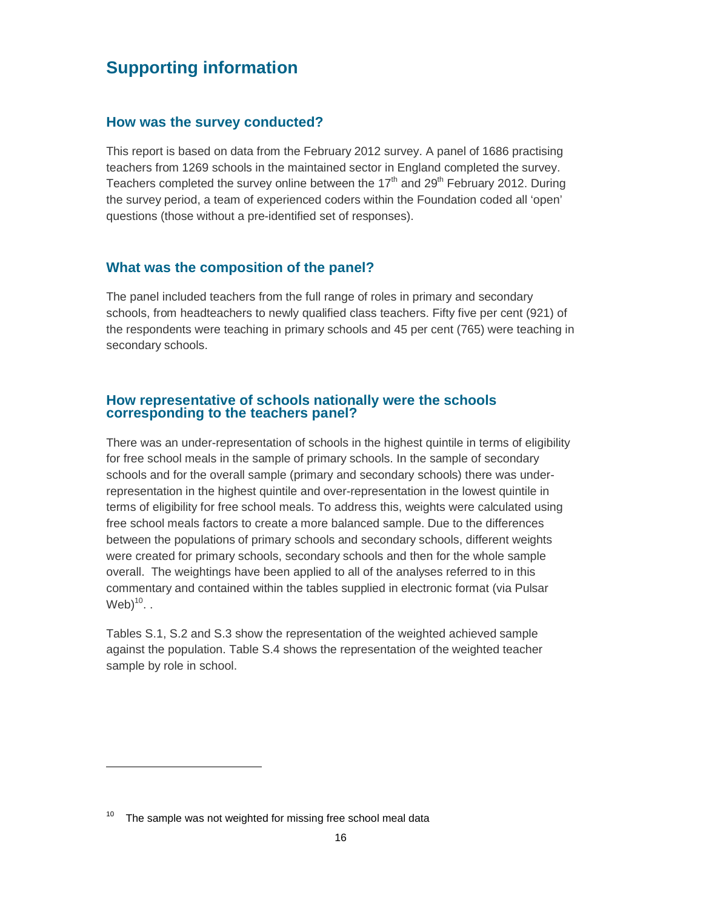# Supporting information

## How was the survey conducted?

This report is based on data from the February 2012 survey. A panel of 1686 practising teachers from 1269 schools in the maintained sector in England completed the survey. Teachers completed the survey online between the 17th and 29th February 2012. During the survey period, a team of experienced coders within the Foundation coded all 'open' questions (those without a pre-identified set of responses).

## What was the composition of the panel?

The panel included teachers from the full range of roles in primary and secondary schools, from headteachers to newly qualified class teachers. Fifty five per cent (921) of the respondents were teaching in primary schools and 45 per cent (765) were teaching in secondary schools.

## How representative of schools nationally were the schools corresponding to the teachers panel?

There was an under-representation of schools in the highest quintile in terms of eligibility for free school meals in the sample of primary schools. In the sample of secondary schools and for the overall sample (primary and secondary schools) there was under-representation in the highest quintile and over-representation in the lowest quintile in terms of eligibility for free school meals. To address this, weights were calculated using free school meals factors to create a more balanced sample. Due to the differences between the populations of primary schools and secondary schools, different weights were created for primary schools, secondary schools and then for the whole sample overall. The weightings have been applied to all of the analyses referred to in this commentary and contained within the tables supplied in electronic format (via Pulsar Web)[10]. .

Tables S.1, S.2 and S.3 show the representation of the weighted achieved sample against the population. Table S.4 shows the representation of the weighted teacher sample by role in school.

[10] The sample was not weighted for missing free school meal data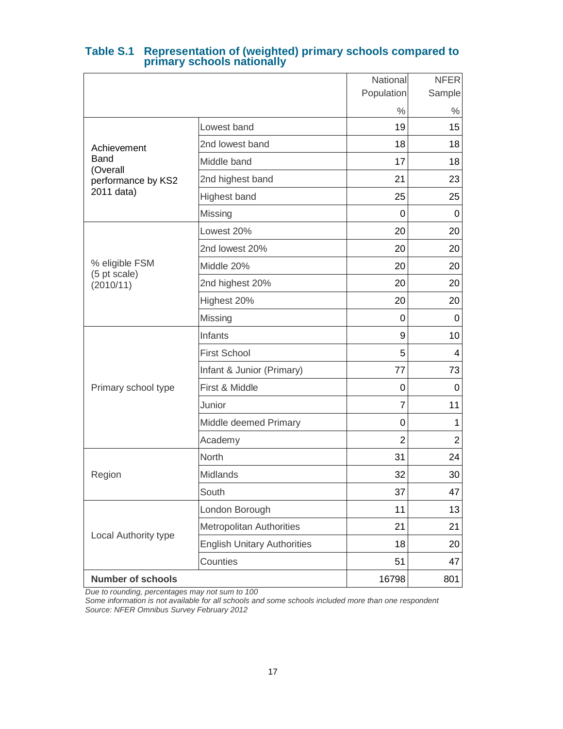**Table S.1 Representation of (weighted) primary schools compared to primary schools nationally**

| | | National Population % | NFER Sample % |
|---|---|---|---|
| Achievement Band (Overall performance by KS2 2011 data) | Lowest band | 19 | 15 |
| | 2nd lowest band | 18 | 18 |
| | Middle band | 17 | 18 |
| | 2nd highest band | 21 | 23 |
| | Highest band | 25 | 25 |
| | Missing | 0 | 0 |
| % eligible FSM (5 pt scale) (2010/11) | Lowest 20% | 20 | 20 |
| | 2nd lowest 20% | 20 | 20 |
| | Middle 20% | 20 | 20 |
| | 2nd highest 20% | 20 | 20 |
| | Highest 20% | 20 | 20 |
| | Missing | 0 | 0 |
| Primary school type | Infants | 9 | 10 |
| | First School | 5 | 4 |
| | Infant & Junior (Primary) | 77 | 73 |
| | First & Middle | 0 | 0 |
| | Junior | 7 | 11 |
| | Middle deemed Primary | 0 | 1 |
| | Academy | 2 | 2 |
| Region | North | 31 | 24 |
| | Midlands | 32 | 30 |
| | South | 37 | 47 |
| Local Authority type | London Borough | 11 | 13 |
| | Metropolitan Authorities | 21 | 21 |
| | English Unitary Authorities | 18 | 20 |
| | Counties | 51 | 47 |
| **Number of schools** | | 16798 | 801 |

*Due to rounding, percentages may not sum to 100*
*Some information is not available for all schools and some schools included more than one respondent*
*Source: NFER Omnibus Survey February 2012*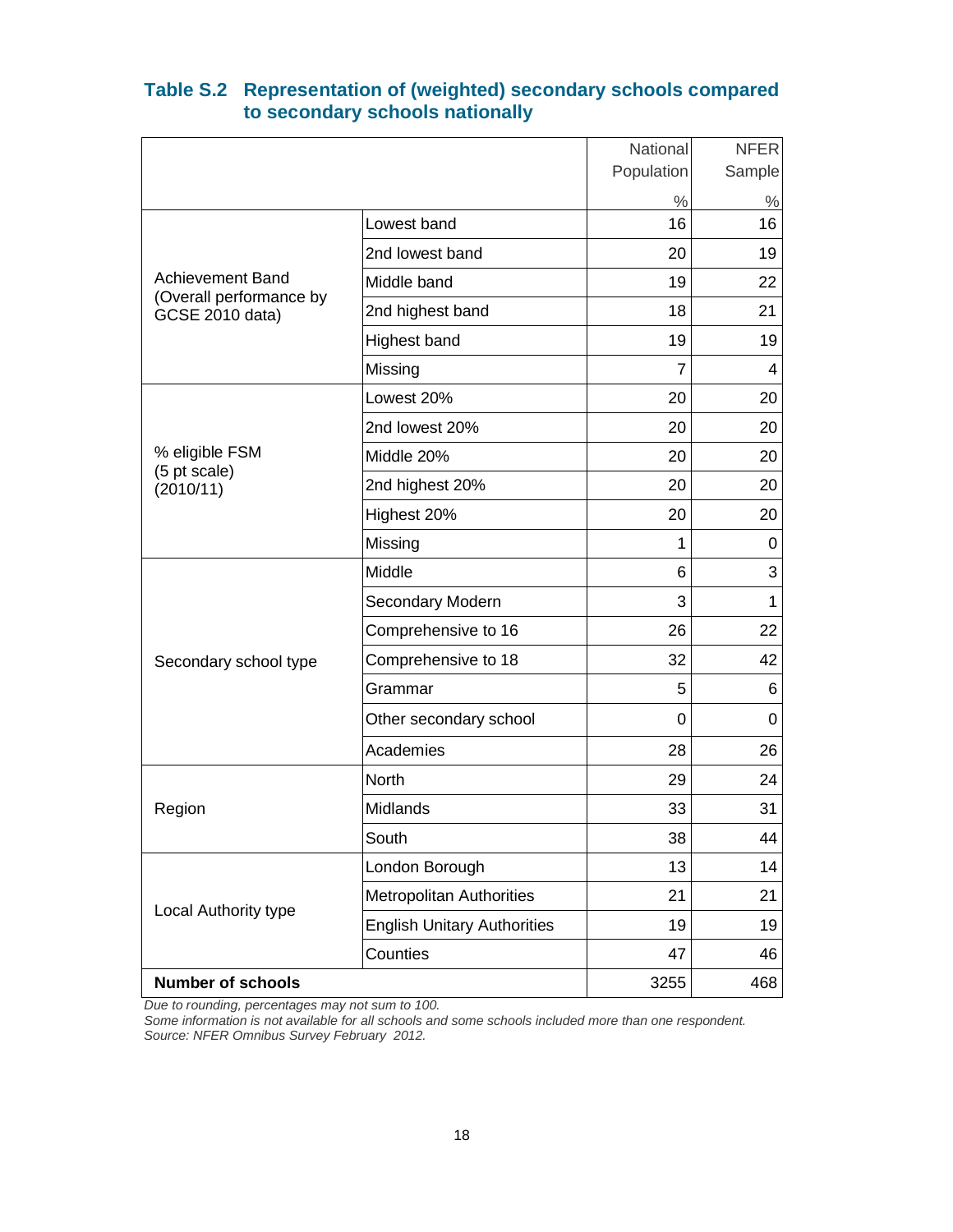### Table S.2 Representation of (weighted) secondary schools compared to secondary schools nationally

| | | National Population % | NFER Sample % |
|---|---|---|---|
| Achievement Band (Overall performance by GCSE 2010 data) | Lowest band | 16 | 16 |
| | 2nd lowest band | 20 | 19 |
| | Middle band | 19 | 22 |
| | 2nd highest band | 18 | 21 |
| | Highest band | 19 | 19 |
| | Missing | 7 | 4 |
| % eligible FSM (5 pt scale) (2010/11) | Lowest 20% | 20 | 20 |
| | 2nd lowest 20% | 20 | 20 |
| | Middle 20% | 20 | 20 |
| | 2nd highest 20% | 20 | 20 |
| | Highest 20% | 20 | 20 |
| | Missing | 1 | 0 |
| Secondary school type | Middle | 6 | 3 |
| | Secondary Modern | 3 | 1 |
| | Comprehensive to 16 | 26 | 22 |
| | Comprehensive to 18 | 32 | 42 |
| | Grammar | 5 | 6 |
| | Other secondary school | 0 | 0 |
| | Academies | 28 | 26 |
| Region | North | 29 | 24 |
| | Midlands | 33 | 31 |
| | South | 38 | 44 |
| Local Authority type | London Borough | 13 | 14 |
| | Metropolitan Authorities | 21 | 21 |
| | English Unitary Authorities | 19 | 19 |
| | Counties | 47 | 46 |
| **Number of schools** | | 3255 | 468 |

*Due to rounding, percentages may not sum to 100.*
*Some information is not available for all schools and some schools included more than one respondent.*
*Source: NFER Omnibus Survey February 2012.*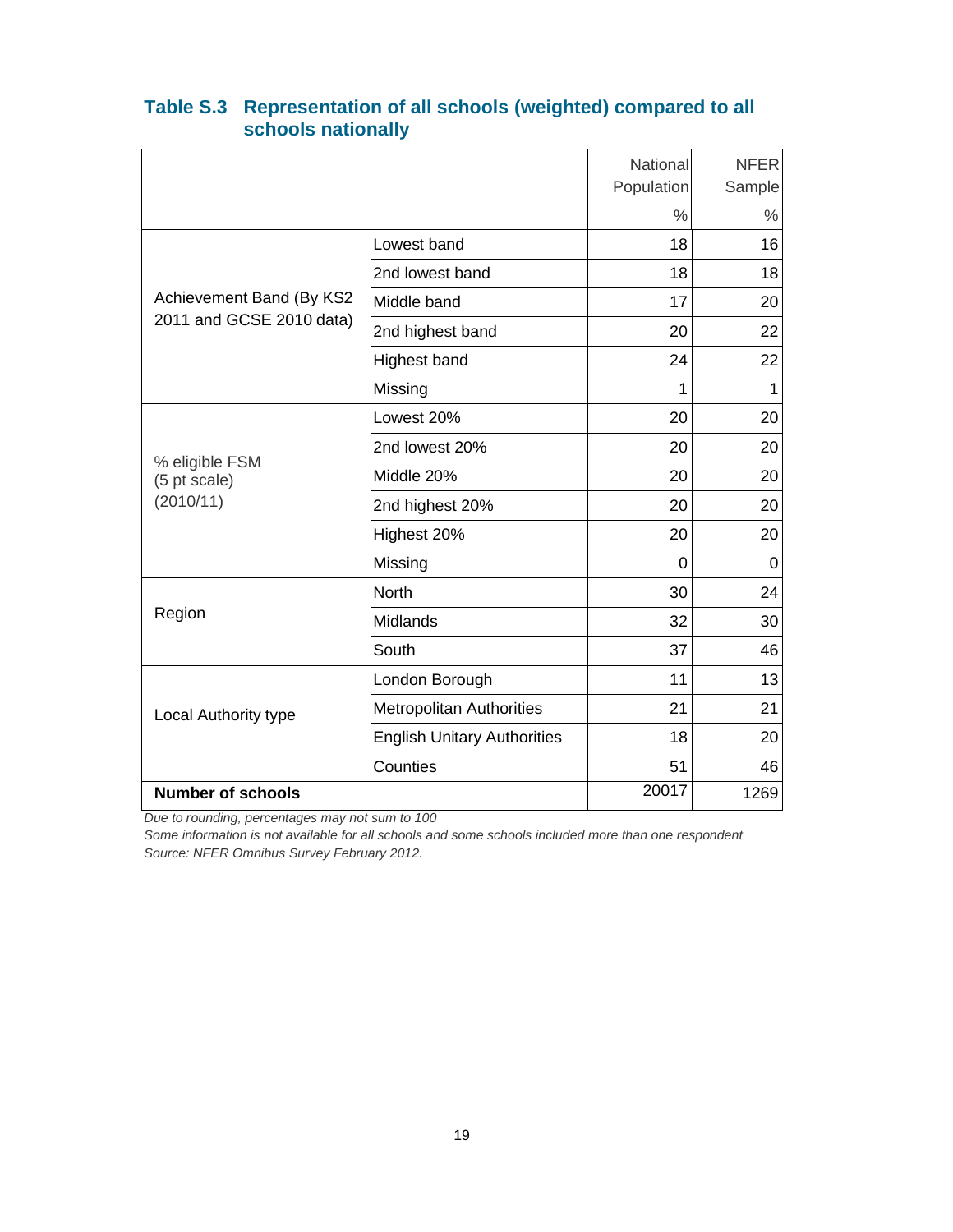### Table S.3 Representation of all schools (weighted) compared to all schools nationally

| | | National Population % | NFER Sample % |
|---|---|---|---|
| Achievement Band (By KS2 2011 and GCSE 2010 data) | Lowest band | 18 | 16 |
| | 2nd lowest band | 18 | 18 |
| | Middle band | 17 | 20 |
| | 2nd highest band | 20 | 22 |
| | Highest band | 24 | 22 |
| | Missing | 1 | 1 |
| % eligible FSM (5 pt scale) (2010/11) | Lowest 20% | 20 | 20 |
| | 2nd lowest 20% | 20 | 20 |
| | Middle 20% | 20 | 20 |
| | 2nd highest 20% | 20 | 20 |
| | Highest 20% | 20 | 20 |
| | Missing | 0 | 0 |
| Region | North | 30 | 24 |
| | Midlands | 32 | 30 |
| | South | 37 | 46 |
| Local Authority type | London Borough | 11 | 13 |
| | Metropolitan Authorities | 21 | 21 |
| | English Unitary Authorities | 18 | 20 |
| | Counties | 51 | 46 |
| **Number of schools** | | 20017 | 1269 |

*Due to rounding, percentages may not sum to 100*
*Some information is not available for all schools and some schools included more than one respondent*
*Source: NFER Omnibus Survey February 2012.*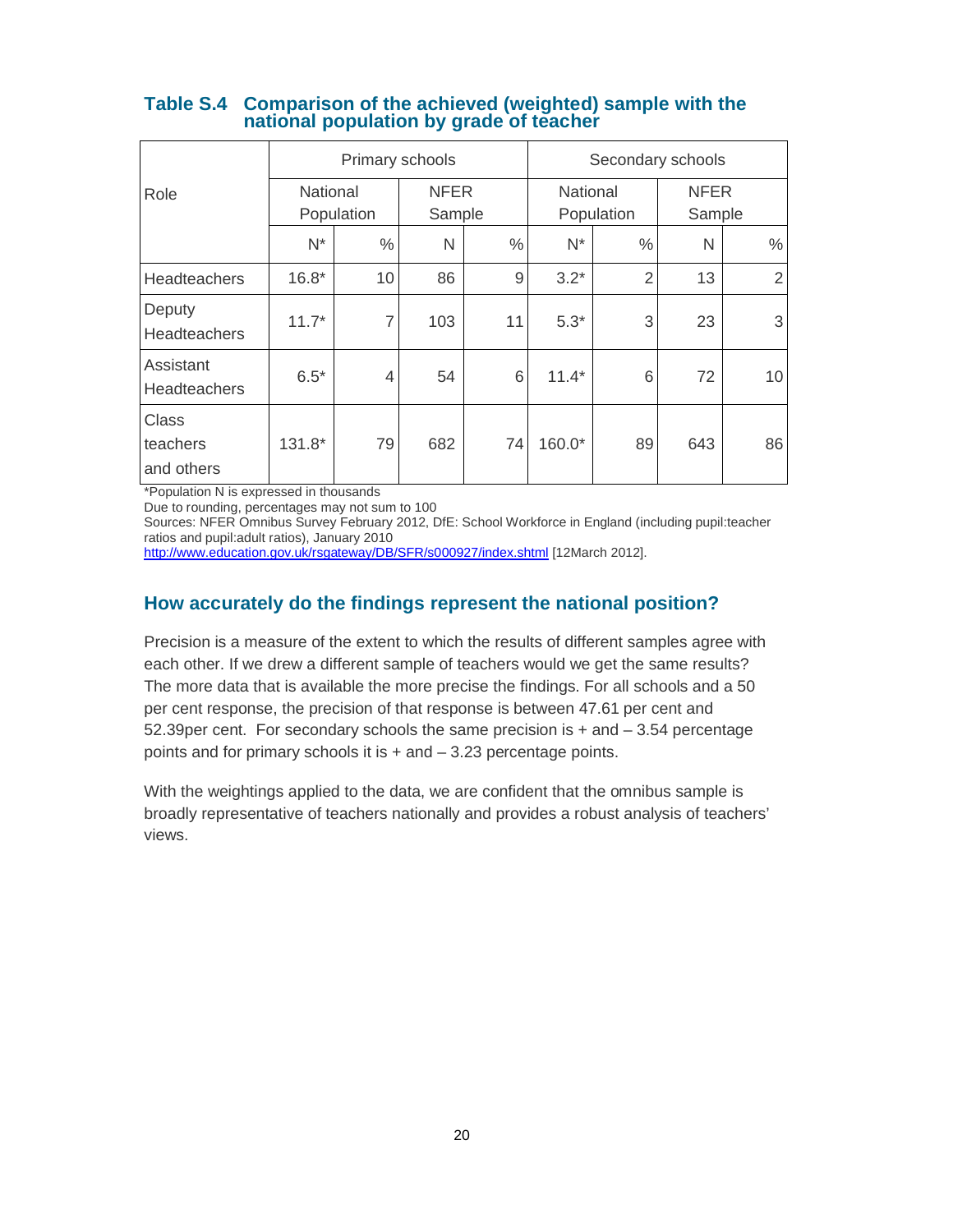### Table S.4 Comparison of the achieved (weighted) sample with the national population by grade of teacher

| Role | Primary schools | | | | Secondary schools | | | |
|---|---|---|---|---|---|---|---|---|
| | National Population | | NFER Sample | | National Population | | NFER Sample | |
| | N* | % | N | % | N* | % | N | % |
| Headteachers | 16.8* | 10 | 86 | 9 | 3.2* | 2 | 13 | 2 |
| Deputy Headteachers | 11.7* | 7 | 103 | 11 | 5.3* | 3 | 23 | 3 |
| Assistant Headteachers | 6.5* | 4 | 54 | 6 | 11.4* | 6 | 72 | 10 |
| Class teachers and others | 131.8* | 79 | 682 | 74 | 160.0* | 89 | 643 | 86 |

*Population N is expressed in thousands

Due to rounding, percentages may not sum to 100

Sources: NFER Omnibus Survey February 2012, DfE: School Workforce in England (including pupil:teacher ratios and pupil:adult ratios), January 2010
http://www.education.gov.uk/rsgateway/DB/SFR/s000927/index.shtml [12March 2012].

## How accurately do the findings represent the national position?

Precision is a measure of the extent to which the results of different samples agree with each other. If we drew a different sample of teachers would we get the same results? The more data that is available the more precise the findings. For all schools and a 50 per cent response, the precision of that response is between 47.61 per cent and 52.39per cent. For secondary schools the same precision is + and – 3.54 percentage points and for primary schools it is + and – 3.23 percentage points.

With the weightings applied to the data, we are confident that the omnibus sample is broadly representative of teachers nationally and provides a robust analysis of teachers' views.